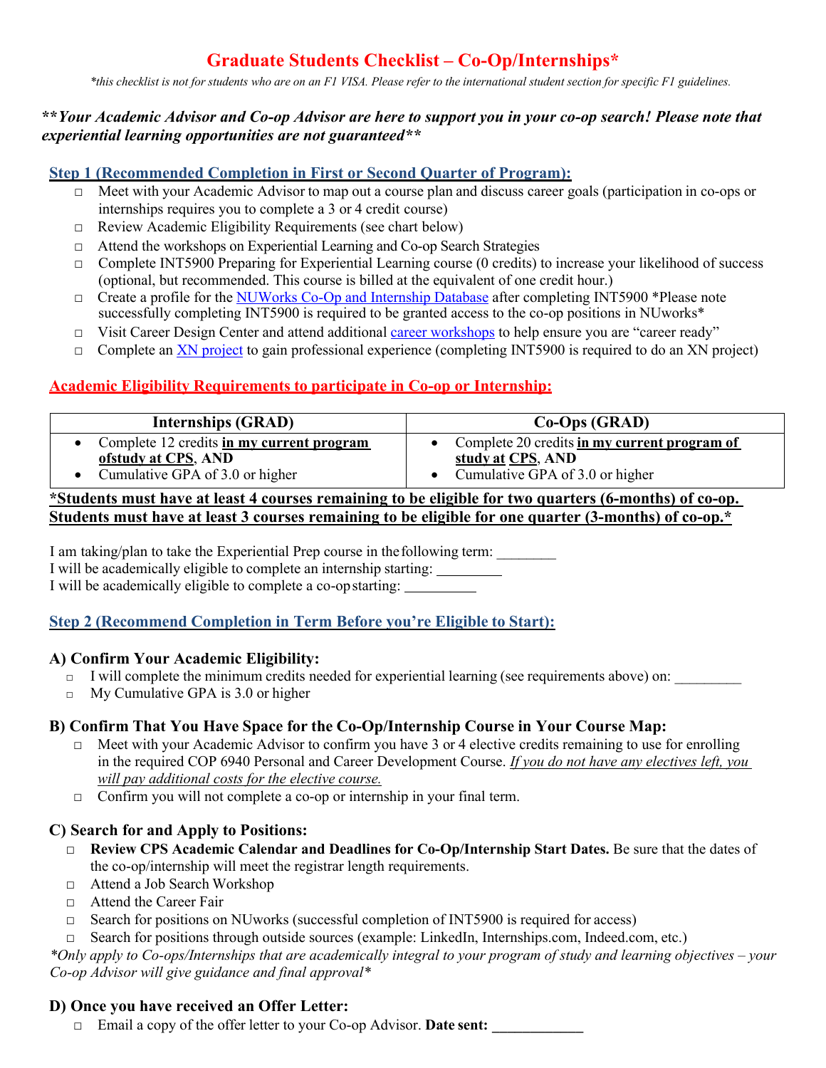# Graduate Students Checklist – Co-Op/Internships*

*\*this checklist is not for students who are on an F1 VISA. Please refer to the international student section for specific F1 guidelines.*

***\*\*Your Academic Advisor and Co-op Advisor are here to support you in your co-op search! Please note that experiential learning opportunities are not guaranteed\*\****

## Step 1 (Recommended Completion in First or Second Quarter of Program):

- □ Meet with your Academic Advisor to map out a course plan and discuss career goals (participation in co-ops or internships requires you to complete a 3 or 4 credit course)
- □ Review Academic Eligibility Requirements (see chart below)
- □ Attend the workshops on Experiential Learning and Co-op Search Strategies
- □ Complete INT5900 Preparing for Experiential Learning course (0 credits) to increase your likelihood of success (optional, but recommended. This course is billed at the equivalent of one credit hour.)
- □ Create a profile for the NUWorks Co-Op and Internship Database after completing INT5900 *Please note successfully completing INT5900 is required to be granted access to the co-op positions in NUworks*
- □ Visit Career Design Center and attend additional career workshops to help ensure you are "career ready"
- □ Complete an XN project to gain professional experience (completing INT5900 is required to do an XN project)

## Academic Eligibility Requirements to participate in Co-op or Internship:

| Internships (GRAD) | Co-Ops (GRAD) |
|---|---|
| • Complete 12 credits **in my current program ofstudy at CPS, AND**<br>• Cumulative GPA of 3.0 or higher | • Complete 20 credits **in my current program of study at CPS, AND**<br>• Cumulative GPA of 3.0 or higher |

**\*Students must have at least 4 courses remaining to be eligible for two quarters (6-months) of co-op. Students must have at least 3 courses remaining to be eligible for one quarter (3-months) of co-op.\***

I am taking/plan to take the Experiential Prep course in the following term: ________

I will be academically eligible to complete an internship starting: _________

I will be academically eligible to complete a co-op starting: __________

## Step 2 (Recommend Completion in Term Before you're Eligible to Start):

### A) Confirm Your Academic Eligibility:

- □ I will complete the minimum credits needed for experiential learning (see requirements above) on: _________
- □ My Cumulative GPA is 3.0 or higher

### B) Confirm That You Have Space for the Co-Op/Internship Course in Your Course Map:

- □ Meet with your Academic Advisor to confirm you have 3 or 4 elective credits remaining to use for enrolling in the required COP 6940 Personal and Career Development Course. *If you do not have any electives left, you will pay additional costs for the elective course.*
- □ Confirm you will not complete a co-op or internship in your final term.

### C) Search for and Apply to Positions:

- □ **Review CPS Academic Calendar and Deadlines for Co-Op/Internship Start Dates.** Be sure that the dates of the co-op/internship will meet the registrar length requirements.
- □ Attend a Job Search Workshop
- □ Attend the Career Fair
- □ Search for positions on NUworks (successful completion of INT5900 is required for access)
- □ Search for positions through outside sources (example: LinkedIn, Internships.com, Indeed.com, etc.)

*\*Only apply to Co-ops/Internships that are academically integral to your program of study and learning objectives – your Co-op Advisor will give guidance and final approval\**

### D) Once you have received an Offer Letter:

- □ Email a copy of the offer letter to your Co-op Advisor. **Date sent: ____________**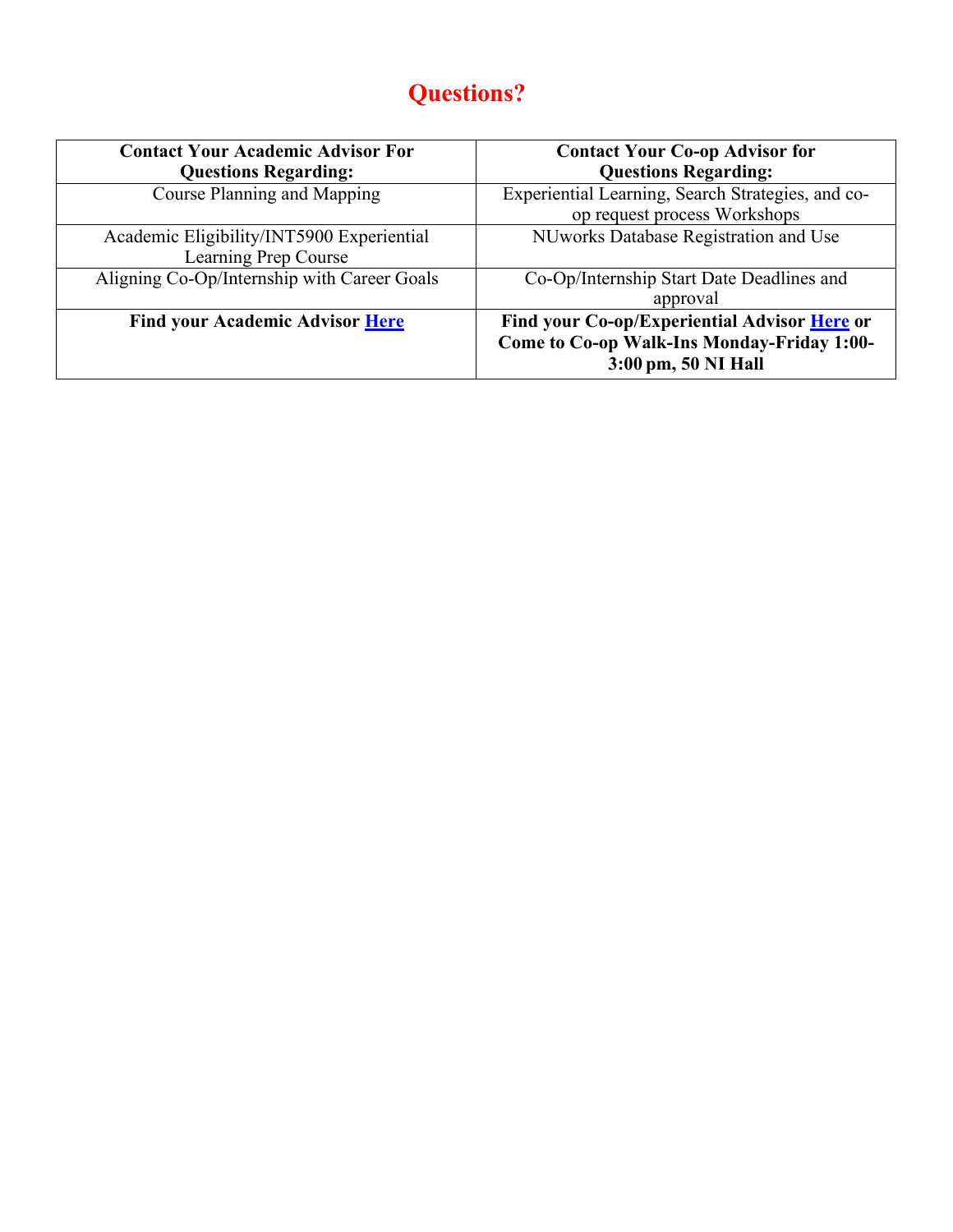# Questions?

| Contact Your Academic Advisor For Questions Regarding: | Contact Your Co-op Advisor for Questions Regarding: |
|---|---|
| Course Planning and Mapping | Experiential Learning, Search Strategies, and co-op request process Workshops |
| Academic Eligibility/INT5900 Experiential Learning Prep Course | NUworks Database Registration and Use |
| Aligning Co-Op/Internship with Career Goals | Co-Op/Internship Start Date Deadlines and approval |
| **Find your Academic Advisor Here** | **Find your Co-op/Experiential Advisor Here or Come to Co-op Walk-Ins Monday-Friday 1:00-3:00 pm, 50 NI Hall** |